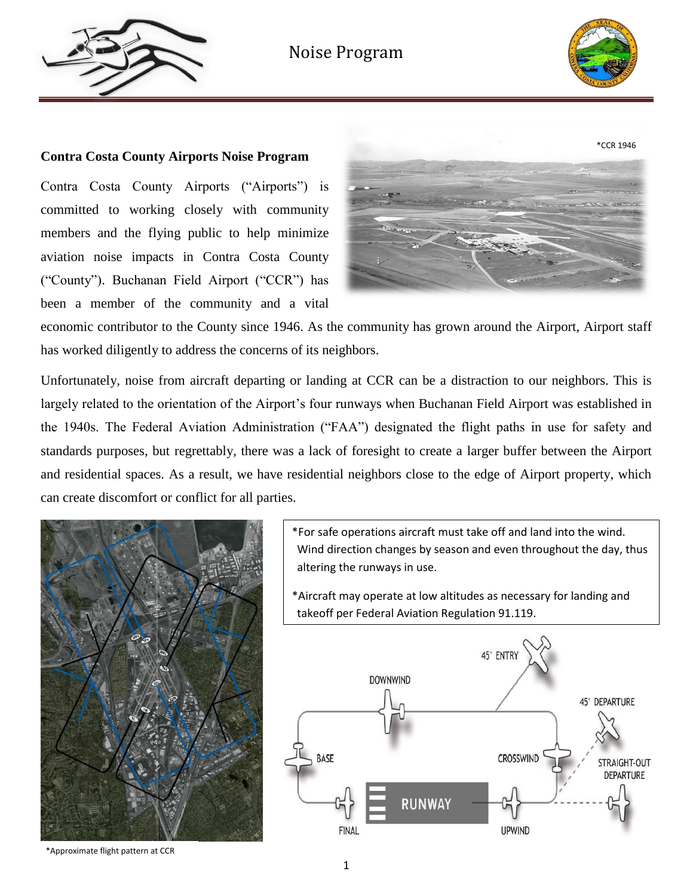# Noise Program

**Contra Costa County Airports Noise Program**

*CCR 1946

Contra Costa County Airports ("Airports") is committed to working closely with community members and the flying public to help minimize aviation noise impacts in Contra Costa County ("County"). Buchanan Field Airport ("CCR") has been a member of the community and a vital economic contributor to the County since 1946. As the community has grown around the Airport, Airport staff has worked diligently to address the concerns of its neighbors.

Unfortunately, noise from aircraft departing or landing at CCR can be a distraction to our neighbors. This is largely related to the orientation of the Airport's four runways when Buchanan Field Airport was established in the 1940s. The Federal Aviation Administration ("FAA") designated the flight paths in use for safety and standards purposes, but regrettably, there was a lack of foresight to create a larger buffer between the Airport and residential spaces. As a result, we have residential neighbors close to the edge of Airport property, which can create discomfort or conflict for all parties.

*For safe operations aircraft must take off and land into the wind. Wind direction changes by season and even throughout the day, thus altering the runways in use.

*Aircraft may operate at low altitudes as necessary for landing and takeoff per Federal Aviation Regulation 91.119.

*Approximate flight pattern at CCR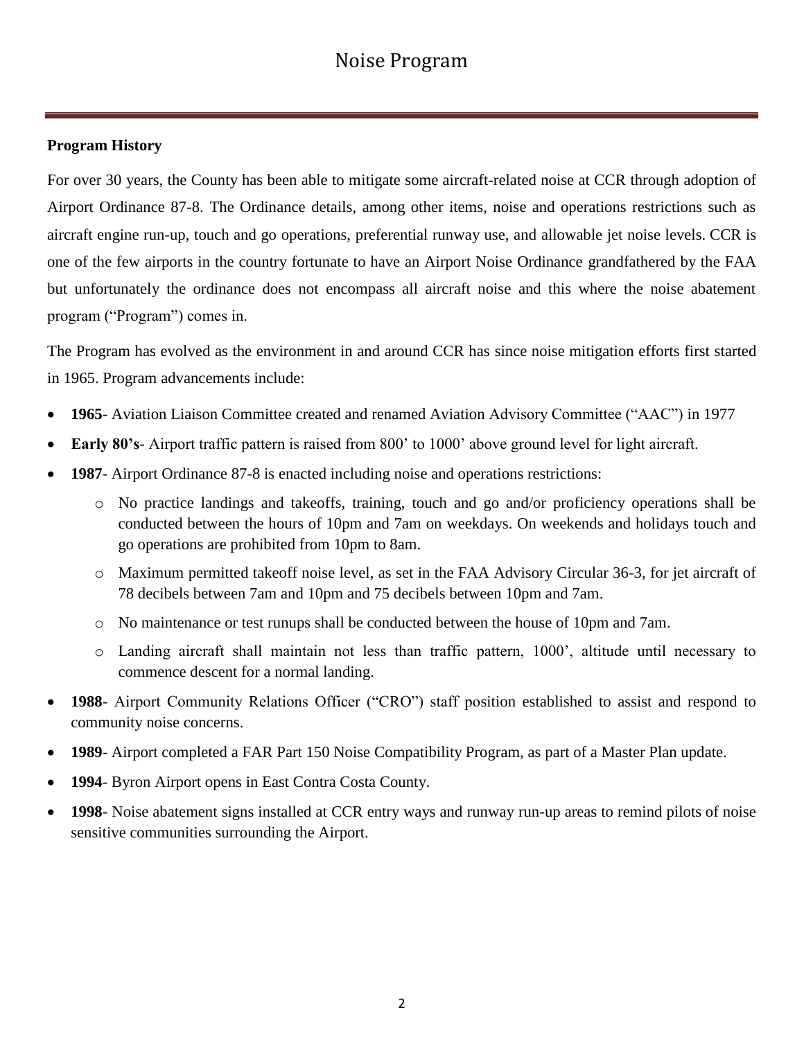# Noise Program

**Program History**

For over 30 years, the County has been able to mitigate some aircraft-related noise at CCR through adoption of Airport Ordinance 87-8. The Ordinance details, among other items, noise and operations restrictions such as aircraft engine run-up, touch and go operations, preferential runway use, and allowable jet noise levels. CCR is one of the few airports in the country fortunate to have an Airport Noise Ordinance grandfathered by the FAA but unfortunately the ordinance does not encompass all aircraft noise and this where the noise abatement program ("Program") comes in.

The Program has evolved as the environment in and around CCR has since noise mitigation efforts first started in 1965. Program advancements include:

- **1965**- Aviation Liaison Committee created and renamed Aviation Advisory Committee ("AAC") in 1977
- **Early 80's**- Airport traffic pattern is raised from 800' to 1000' above ground level for light aircraft.
- **1987**- Airport Ordinance 87-8 is enacted including noise and operations restrictions:
    - No practice landings and takeoffs, training, touch and go and/or proficiency operations shall be conducted between the hours of 10pm and 7am on weekdays. On weekends and holidays touch and go operations are prohibited from 10pm to 8am.
    - Maximum permitted takeoff noise level, as set in the FAA Advisory Circular 36-3, for jet aircraft of 78 decibels between 7am and 10pm and 75 decibels between 10pm and 7am.
    - No maintenance or test runups shall be conducted between the house of 10pm and 7am.
    - Landing aircraft shall maintain not less than traffic pattern, 1000', altitude until necessary to commence descent for a normal landing.
- **1988**- Airport Community Relations Officer ("CRO") staff position established to assist and respond to community noise concerns.
- **1989**- Airport completed a FAR Part 150 Noise Compatibility Program, as part of a Master Plan update.
- **1994**- Byron Airport opens in East Contra Costa County.
- **1998**- Noise abatement signs installed at CCR entry ways and runway run-up areas to remind pilots of noise sensitive communities surrounding the Airport.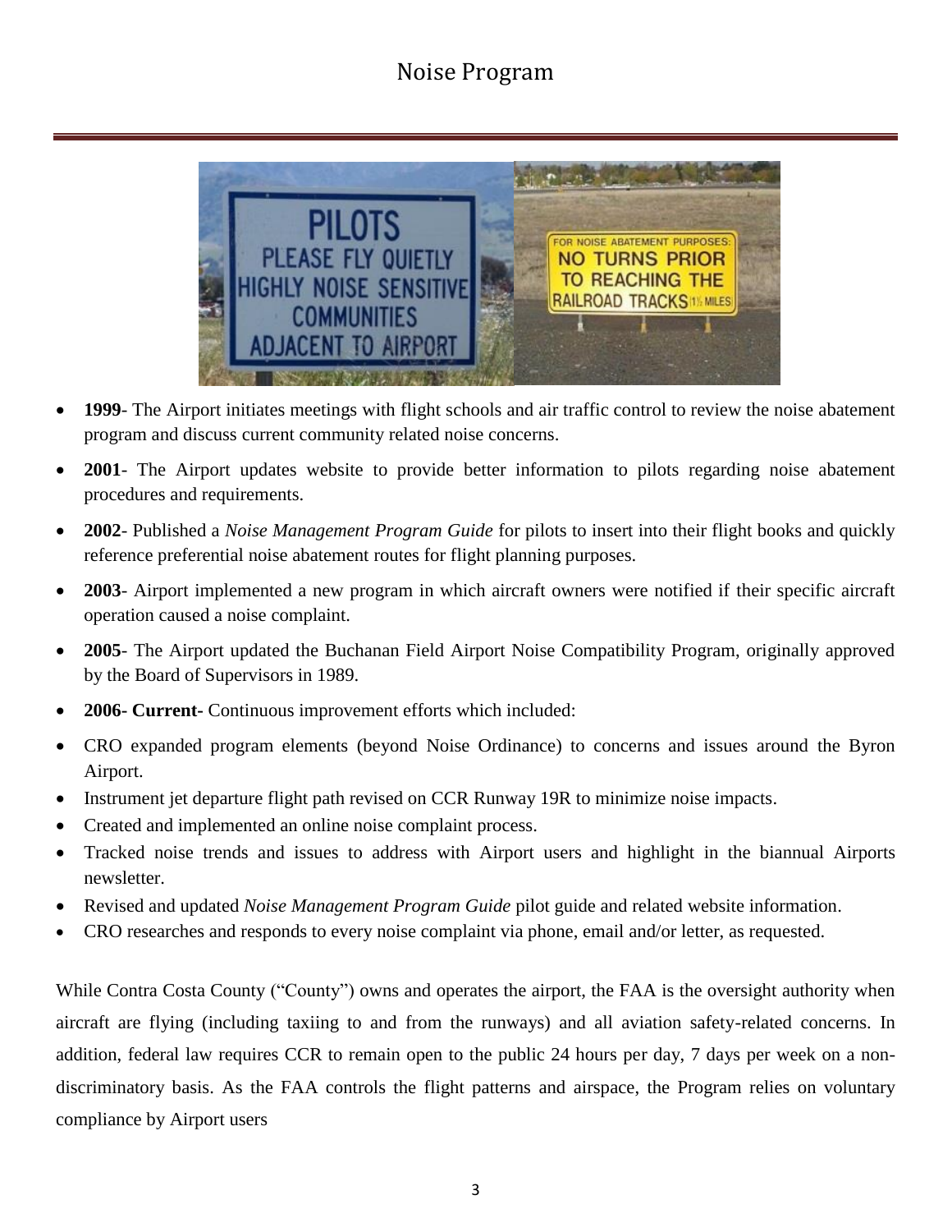# Noise Program

- **1999**- The Airport initiates meetings with flight schools and air traffic control to review the noise abatement program and discuss current community related noise concerns.
- **2001**- The Airport updates website to provide better information to pilots regarding noise abatement procedures and requirements.
- **2002**- Published a *Noise Management Program Guide* for pilots to insert into their flight books and quickly reference preferential noise abatement routes for flight planning purposes.
- **2003**- Airport implemented a new program in which aircraft owners were notified if their specific aircraft operation caused a noise complaint.
- **2005**- The Airport updated the Buchanan Field Airport Noise Compatibility Program, originally approved by the Board of Supervisors in 1989.
- **2006- Current**- Continuous improvement efforts which included:
- CRO expanded program elements (beyond Noise Ordinance) to concerns and issues around the Byron Airport.
- Instrument jet departure flight path revised on CCR Runway 19R to minimize noise impacts.
- Created and implemented an online noise complaint process.
- Tracked noise trends and issues to address with Airport users and highlight in the biannual Airports newsletter.
- Revised and updated *Noise Management Program Guide* pilot guide and related website information.
- CRO researches and responds to every noise complaint via phone, email and/or letter, as requested.

While Contra Costa County ("County") owns and operates the airport, the FAA is the oversight authority when aircraft are flying (including taxiing to and from the runways) and all aviation safety-related concerns. In addition, federal law requires CCR to remain open to the public 24 hours per day, 7 days per week on a non-discriminatory basis. As the FAA controls the flight patterns and airspace, the Program relies on voluntary compliance by Airport users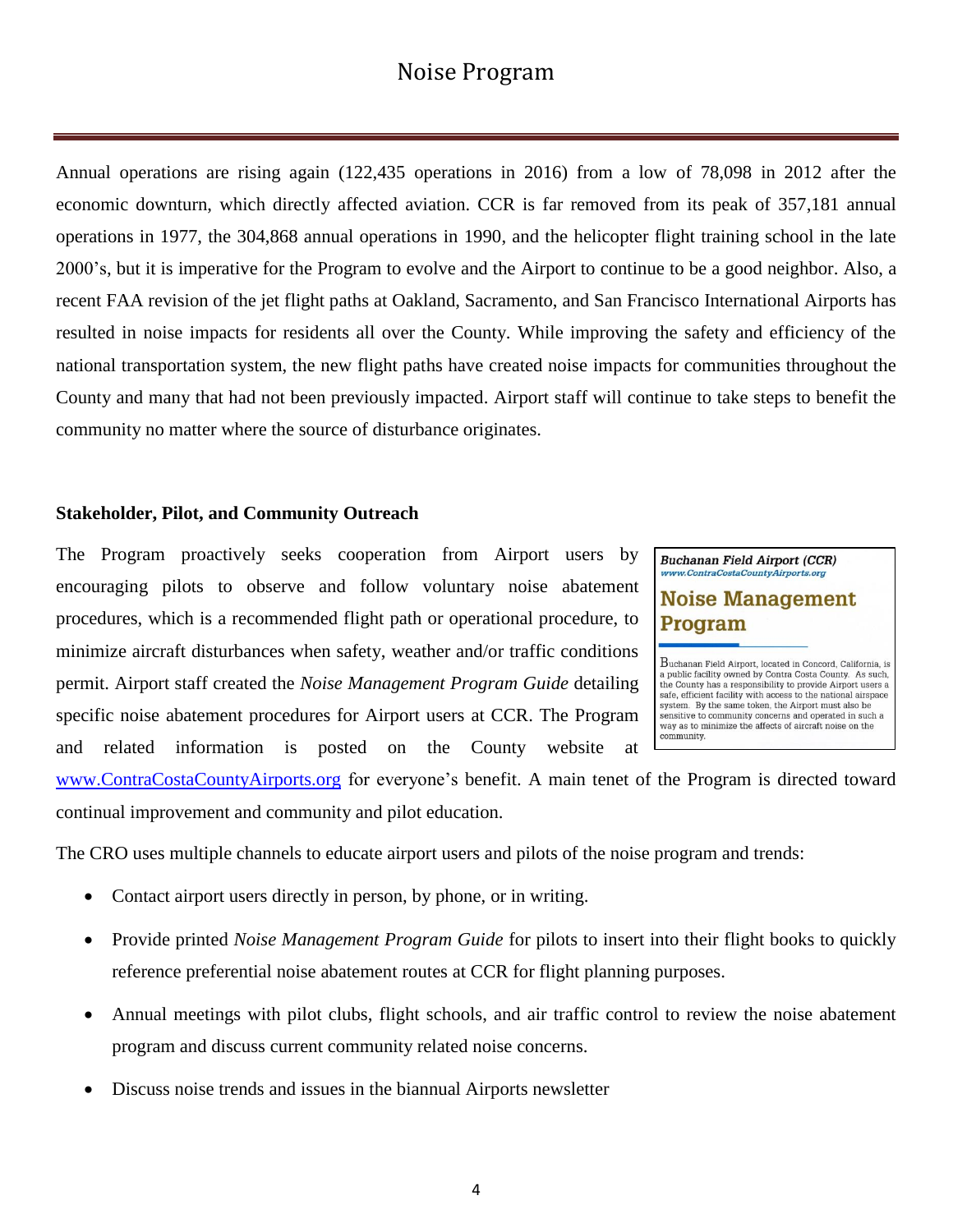# Noise Program

Annual operations are rising again (122,435 operations in 2016) from a low of 78,098 in 2012 after the economic downturn, which directly affected aviation. CCR is far removed from its peak of 357,181 annual operations in 1977, the 304,868 annual operations in 1990, and the helicopter flight training school in the late 2000's, but it is imperative for the Program to evolve and the Airport to continue to be a good neighbor. Also, a recent FAA revision of the jet flight paths at Oakland, Sacramento, and San Francisco International Airports has resulted in noise impacts for residents all over the County. While improving the safety and efficiency of the national transportation system, the new flight paths have created noise impacts for communities throughout the County and many that had not been previously impacted. Airport staff will continue to take steps to benefit the community no matter where the source of disturbance originates.

**Stakeholder, Pilot, and Community Outreach**

The Program proactively seeks cooperation from Airport users by encouraging pilots to observe and follow voluntary noise abatement procedures, which is a recommended flight path or operational procedure, to minimize aircraft disturbances when safety, weather and/or traffic conditions permit. Airport staff created the *Noise Management Program Guide* detailing specific noise abatement procedures for Airport users at CCR. The Program and related information is posted on the County website at www.ContraCostaCountyAirports.org for everyone's benefit. A main tenet of the Program is directed toward continual improvement and community and pilot education.

> ***Buchanan Field Airport (CCR)***
> *www.ContraCostaCountyAirports.org*
>
> **Noise Management Program**
>
> Buchanan Field Airport, located in Concord, California, is a public facility owned by Contra Costa County. As such, the County has a responsibility to provide Airport users a safe, efficient facility with access to the national airspace system. By the same token, the Airport must also be sensitive to community concerns and operated in such a way as to minimize the affects of aircraft noise on the community.

The CRO uses multiple channels to educate airport users and pilots of the noise program and trends:

- Contact airport users directly in person, by phone, or in writing.
- Provide printed *Noise Management Program Guide* for pilots to insert into their flight books to quickly reference preferential noise abatement routes at CCR for flight planning purposes.
- Annual meetings with pilot clubs, flight schools, and air traffic control to review the noise abatement program and discuss current community related noise concerns.
- Discuss noise trends and issues in the biannual Airports newsletter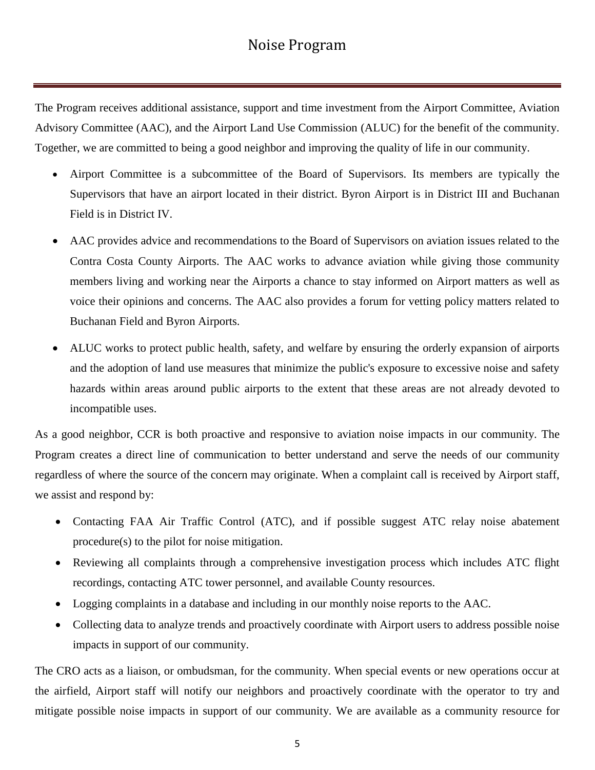# Noise Program

The Program receives additional assistance, support and time investment from the Airport Committee, Aviation Advisory Committee (AAC), and the Airport Land Use Commission (ALUC) for the benefit of the community. Together, we are committed to being a good neighbor and improving the quality of life in our community.

- Airport Committee is a subcommittee of the Board of Supervisors. Its members are typically the Supervisors that have an airport located in their district. Byron Airport is in District III and Buchanan Field is in District IV.
- AAC provides advice and recommendations to the Board of Supervisors on aviation issues related to the Contra Costa County Airports. The AAC works to advance aviation while giving those community members living and working near the Airports a chance to stay informed on Airport matters as well as voice their opinions and concerns. The AAC also provides a forum for vetting policy matters related to Buchanan Field and Byron Airports.
- ALUC works to protect public health, safety, and welfare by ensuring the orderly expansion of airports and the adoption of land use measures that minimize the public's exposure to excessive noise and safety hazards within areas around public airports to the extent that these areas are not already devoted to incompatible uses.

As a good neighbor, CCR is both proactive and responsive to aviation noise impacts in our community. The Program creates a direct line of communication to better understand and serve the needs of our community regardless of where the source of the concern may originate. When a complaint call is received by Airport staff, we assist and respond by:

- Contacting FAA Air Traffic Control (ATC), and if possible suggest ATC relay noise abatement procedure(s) to the pilot for noise mitigation.
- Reviewing all complaints through a comprehensive investigation process which includes ATC flight recordings, contacting ATC tower personnel, and available County resources.
- Logging complaints in a database and including in our monthly noise reports to the AAC.
- Collecting data to analyze trends and proactively coordinate with Airport users to address possible noise impacts in support of our community.

The CRO acts as a liaison, or ombudsman, for the community. When special events or new operations occur at the airfield, Airport staff will notify our neighbors and proactively coordinate with the operator to try and mitigate possible noise impacts in support of our community. We are available as a community resource for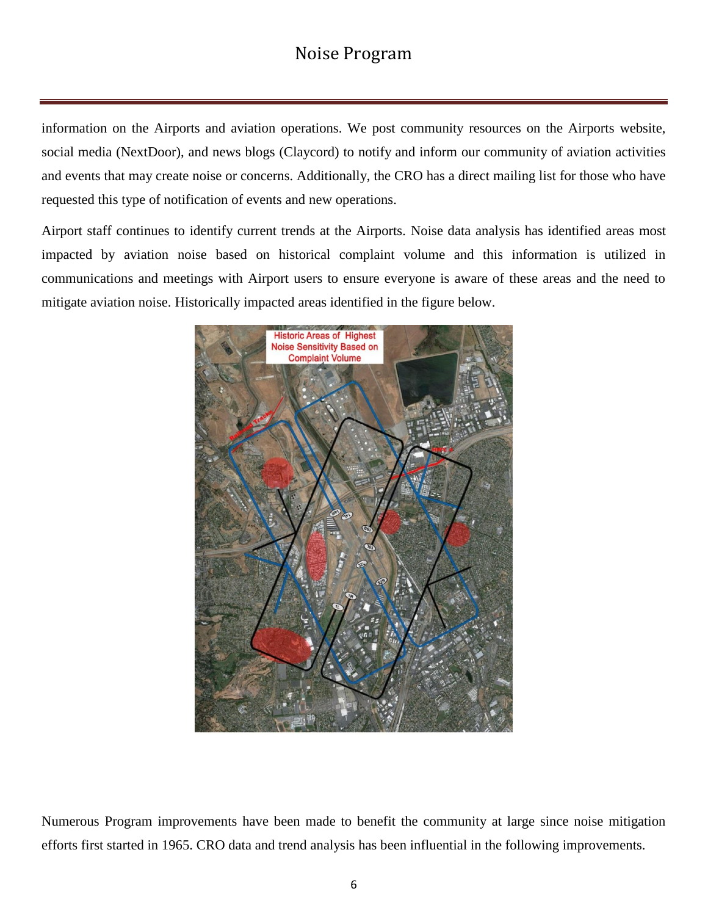information on the Airports and aviation operations. We post community resources on the Airports website, social media (NextDoor), and news blogs (Claycord) to notify and inform our community of aviation activities and events that may create noise or concerns. Additionally, the CRO has a direct mailing list for those who have requested this type of notification of events and new operations.

Airport staff continues to identify current trends at the Airports. Noise data analysis has identified areas most impacted by aviation noise based on historical complaint volume and this information is utilized in communications and meetings with Airport users to ensure everyone is aware of these areas and the need to mitigate aviation noise. Historically impacted areas identified in the figure below.

Numerous Program improvements have been made to benefit the community at large since noise mitigation efforts first started in 1965. CRO data and trend analysis has been influential in the following improvements.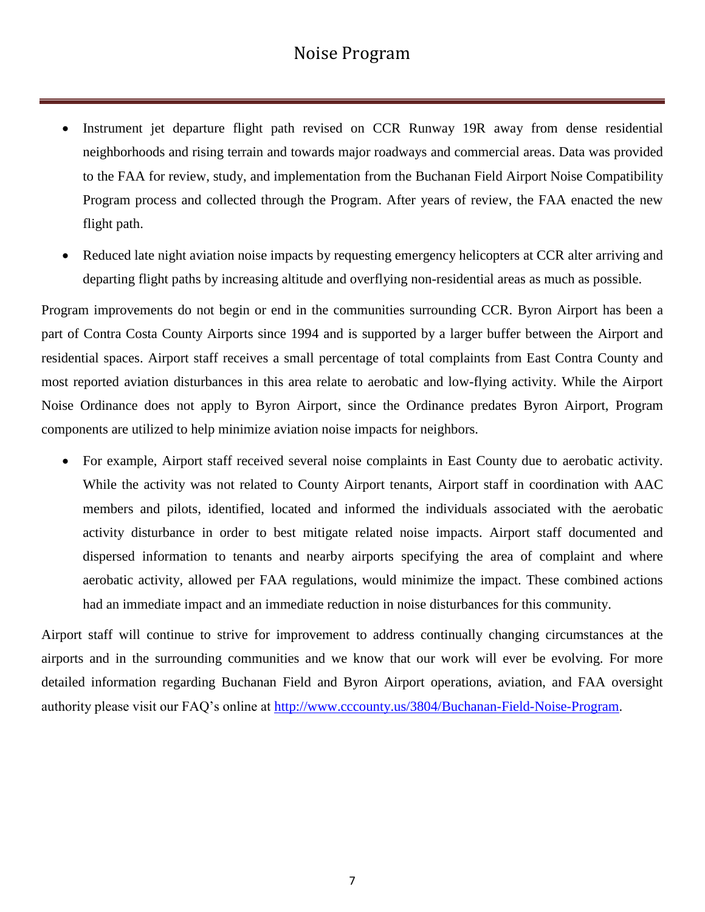# Noise Program

- Instrument jet departure flight path revised on CCR Runway 19R away from dense residential neighborhoods and rising terrain and towards major roadways and commercial areas. Data was provided to the FAA for review, study, and implementation from the Buchanan Field Airport Noise Compatibility Program process and collected through the Program. After years of review, the FAA enacted the new flight path.
- Reduced late night aviation noise impacts by requesting emergency helicopters at CCR alter arriving and departing flight paths by increasing altitude and overflying non-residential areas as much as possible.

Program improvements do not begin or end in the communities surrounding CCR. Byron Airport has been a part of Contra Costa County Airports since 1994 and is supported by a larger buffer between the Airport and residential spaces. Airport staff receives a small percentage of total complaints from East Contra County and most reported aviation disturbances in this area relate to aerobatic and low-flying activity. While the Airport Noise Ordinance does not apply to Byron Airport, since the Ordinance predates Byron Airport, Program components are utilized to help minimize aviation noise impacts for neighbors.

- For example, Airport staff received several noise complaints in East County due to aerobatic activity. While the activity was not related to County Airport tenants, Airport staff in coordination with AAC members and pilots, identified, located and informed the individuals associated with the aerobatic activity disturbance in order to best mitigate related noise impacts. Airport staff documented and dispersed information to tenants and nearby airports specifying the area of complaint and where aerobatic activity, allowed per FAA regulations, would minimize the impact. These combined actions had an immediate impact and an immediate reduction in noise disturbances for this community.

Airport staff will continue to strive for improvement to address continually changing circumstances at the airports and in the surrounding communities and we know that our work will ever be evolving. For more detailed information regarding Buchanan Field and Byron Airport operations, aviation, and FAA oversight authority please visit our FAQ's online at [http://www.cccounty.us/3804/Buchanan-Field-Noise-Program](http://www.cccounty.us/3804/Buchanan-Field-Noise-Program).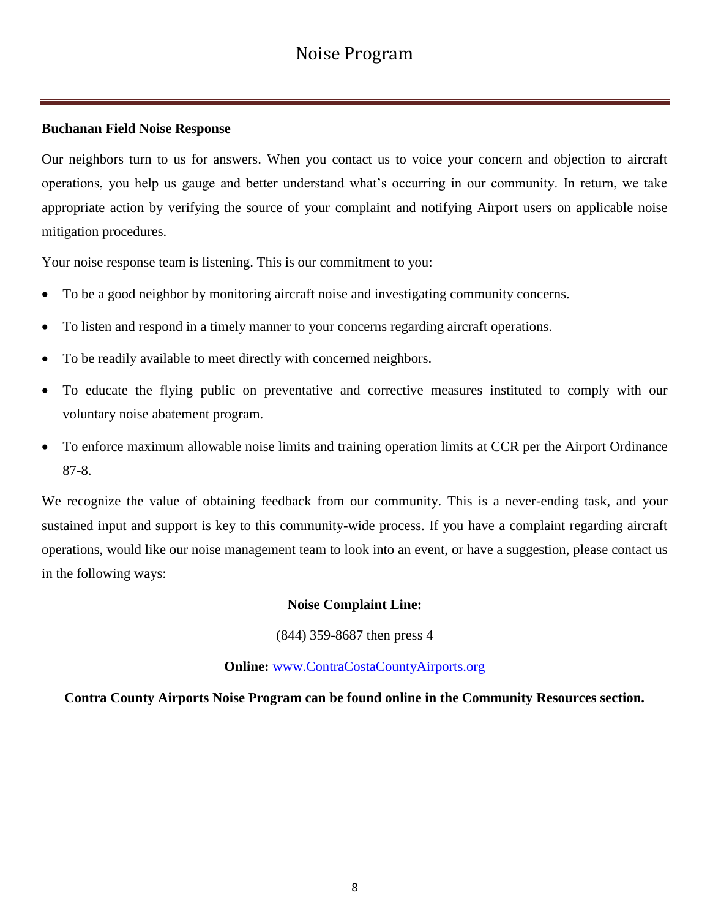# Noise Program

**Buchanan Field Noise Response**

Our neighbors turn to us for answers. When you contact us to voice your concern and objection to aircraft operations, you help us gauge and better understand what's occurring in our community. In return, we take appropriate action by verifying the source of your complaint and notifying Airport users on applicable noise mitigation procedures.

Your noise response team is listening. This is our commitment to you:

- To be a good neighbor by monitoring aircraft noise and investigating community concerns.
- To listen and respond in a timely manner to your concerns regarding aircraft operations.
- To be readily available to meet directly with concerned neighbors.
- To educate the flying public on preventative and corrective measures instituted to comply with our voluntary noise abatement program.
- To enforce maximum allowable noise limits and training operation limits at CCR per the Airport Ordinance 87-8.

We recognize the value of obtaining feedback from our community. This is a never-ending task, and your sustained input and support is key to this community-wide process. If you have a complaint regarding aircraft operations, would like our noise management team to look into an event, or have a suggestion, please contact us in the following ways:

**Noise Complaint Line:**

(844) 359-8687 then press 4

**Online:** www.ContraCostaCountyAirports.org

**Contra County Airports Noise Program can be found online in the Community Resources section.**